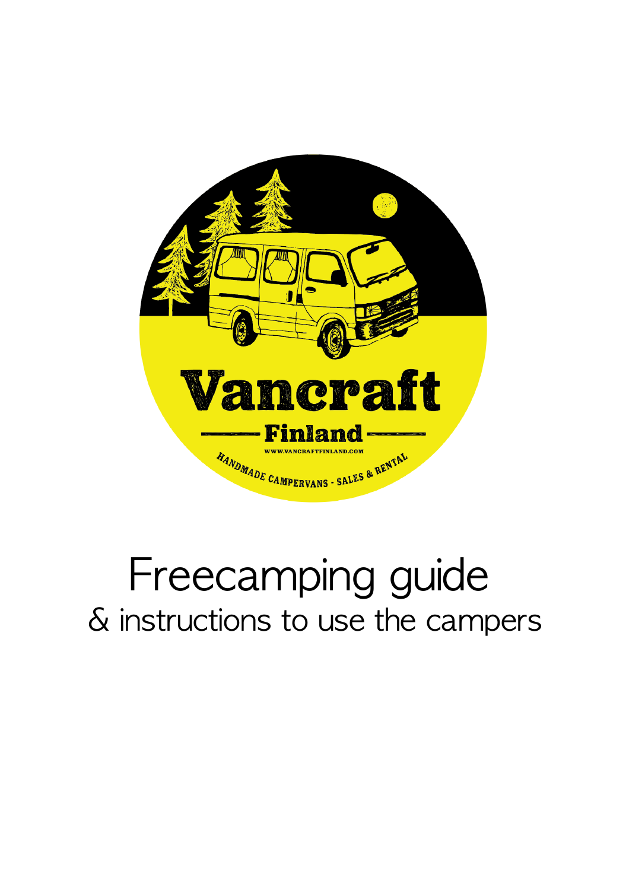Vancraft

Finland

WWW.VANCRAFTFINLAND.COM

HANDMADE CAMPERVANS - SALES & RENTAL

# Freecamping guide

## & instructions to use the campers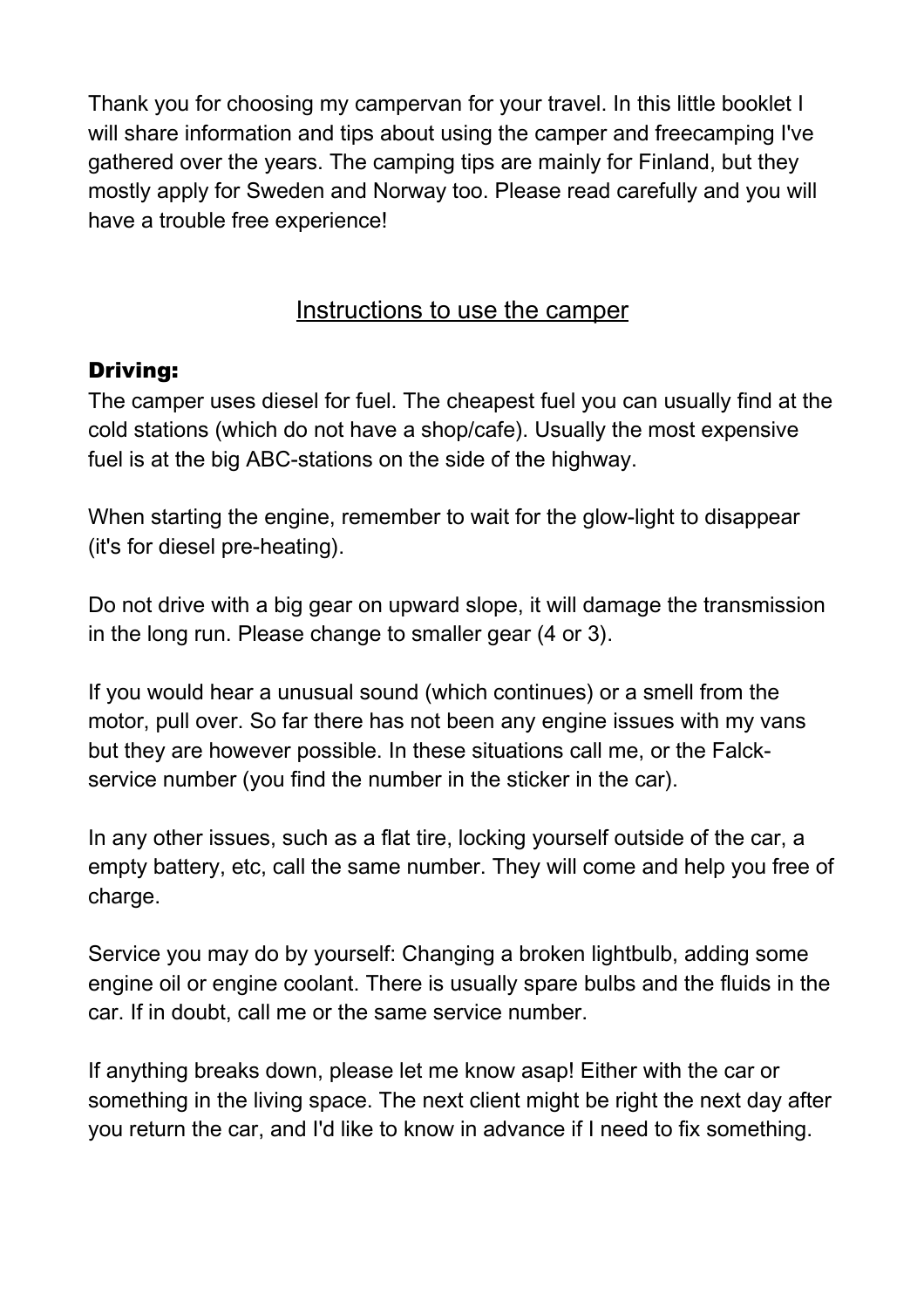Thank you for choosing my campervan for your travel. In this little booklet I will share information and tips about using the camper and freecamping I've gathered over the years. The camping tips are mainly for Finland, but they mostly apply for Sweden and Norway too. Please read carefully and you will have a trouble free experience!

## Instructions to use the camper

### Driving:

The camper uses diesel for fuel. The cheapest fuel you can usually find at the cold stations (which do not have a shop/cafe). Usually the most expensive fuel is at the big ABC-stations on the side of the highway.

When starting the engine, remember to wait for the glow-light to disappear (it's for diesel pre-heating).

Do not drive with a big gear on upward slope, it will damage the transmission in the long run. Please change to smaller gear (4 or 3).

If you would hear a unusual sound (which continues) or a smell from the motor, pull over. So far there has not been any engine issues with my vans but they are however possible. In these situations call me, or the Falck-service number (you find the number in the sticker in the car).

In any other issues, such as a flat tire, locking yourself outside of the car, a empty battery, etc, call the same number. They will come and help you free of charge.

Service you may do by yourself: Changing a broken lightbulb, adding some engine oil or engine coolant. There is usually spare bulbs and the fluids in the car. If in doubt, call me or the same service number.

If anything breaks down, please let me know asap! Either with the car or something in the living space. The next client might be right the next day after you return the car, and I'd like to know in advance if I need to fix something.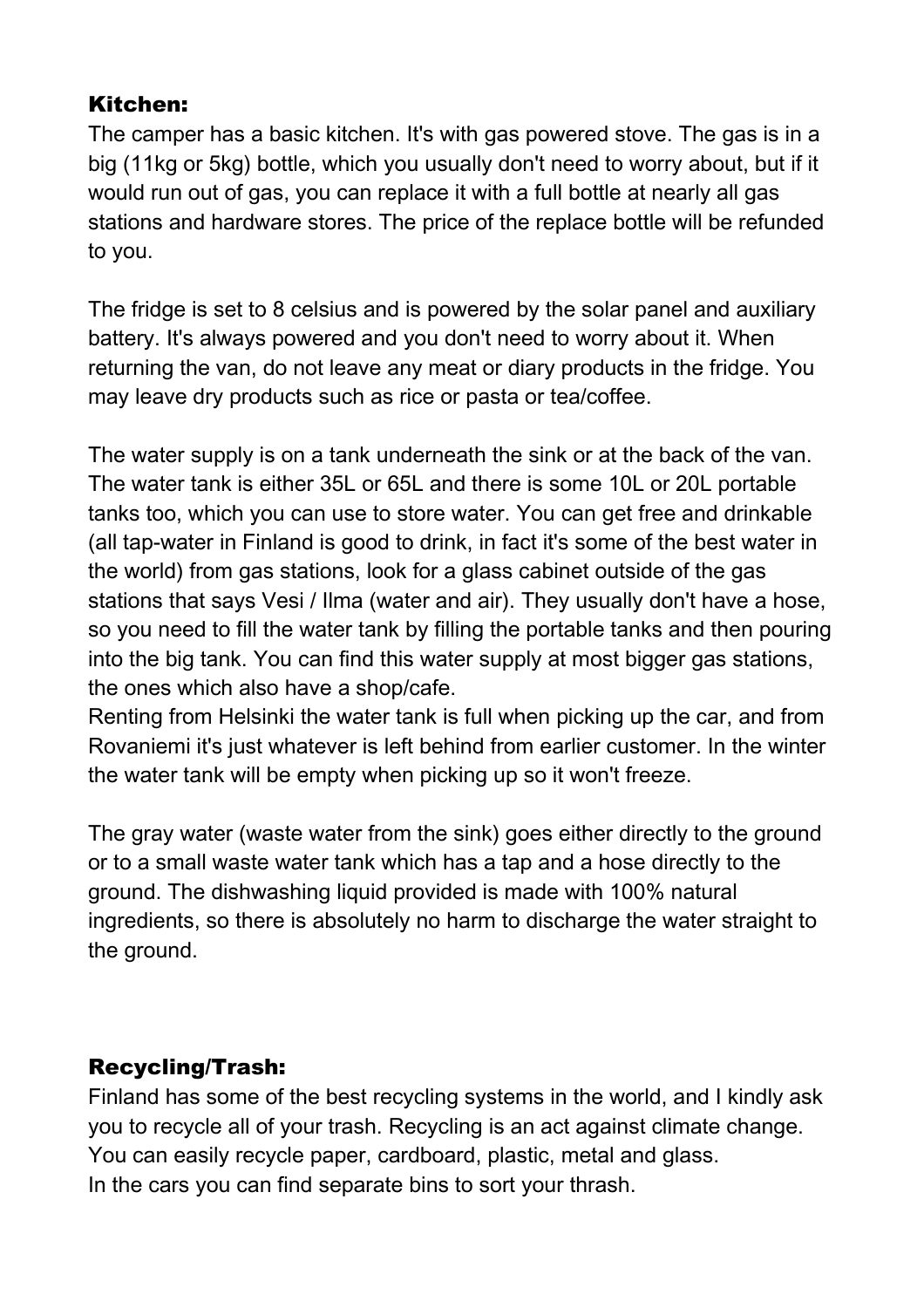## Kitchen:

The camper has a basic kitchen. It's with gas powered stove. The gas is in a big (11kg or 5kg) bottle, which you usually don't need to worry about, but if it would run out of gas, you can replace it with a full bottle at nearly all gas stations and hardware stores. The price of the replace bottle will be refunded to you.

The fridge is set to 8 celsius and is powered by the solar panel and auxiliary battery. It's always powered and you don't need to worry about it. When returning the van, do not leave any meat or diary products in the fridge. You may leave dry products such as rice or pasta or tea/coffee.

The water supply is on a tank underneath the sink or at the back of the van. The water tank is either 35L or 65L and there is some 10L or 20L portable tanks too, which you can use to store water. You can get free and drinkable (all tap-water in Finland is good to drink, in fact it's some of the best water in the world) from gas stations, look for a glass cabinet outside of the gas stations that says Vesi / Ilma (water and air). They usually don't have a hose, so you need to fill the water tank by filling the portable tanks and then pouring into the big tank. You can find this water supply at most bigger gas stations, the ones which also have a shop/cafe.
Renting from Helsinki the water tank is full when picking up the car, and from Rovaniemi it's just whatever is left behind from earlier customer. In the winter the water tank will be empty when picking up so it won't freeze.

The gray water (waste water from the sink) goes either directly to the ground or to a small waste water tank which has a tap and a hose directly to the ground. The dishwashing liquid provided is made with 100% natural ingredients, so there is absolutely no harm to discharge the water straight to the ground.

## Recycling/Trash:

Finland has some of the best recycling systems in the world, and I kindly ask you to recycle all of your trash. Recycling is an act against climate change. You can easily recycle paper, cardboard, plastic, metal and glass.
In the cars you can find separate bins to sort your thrash.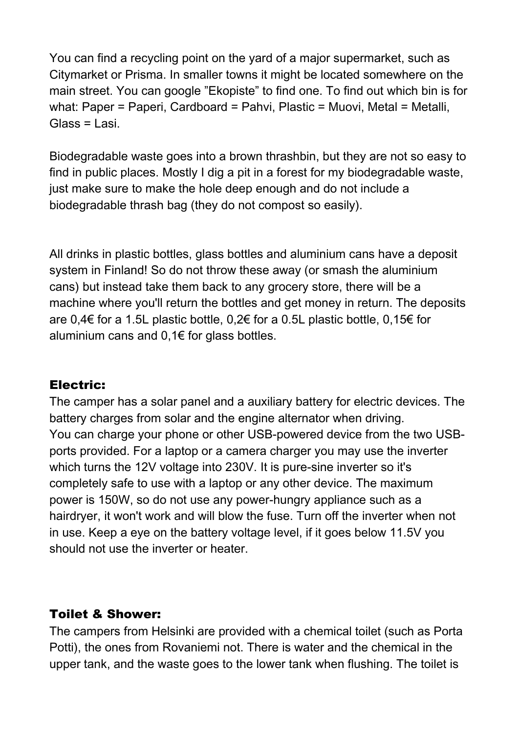You can find a recycling point on the yard of a major supermarket, such as Citymarket or Prisma. In smaller towns it might be located somewhere on the main street. You can google ”Ekopiste” to find one. To find out which bin is for what: Paper = Paperi, Cardboard = Pahvi, Plastic = Muovi, Metal = Metalli, Glass = Lasi.

Biodegradable waste goes into a brown thrashbin, but they are not so easy to find in public places. Mostly I dig a pit in a forest for my biodegradable waste, just make sure to make the hole deep enough and do not include a biodegradable thrash bag (they do not compost so easily).

All drinks in plastic bottles, glass bottles and aluminium cans have a deposit system in Finland! So do not throw these away (or smash the aluminium cans) but instead take them back to any grocery store, there will be a machine where you'll return the bottles and get money in return. The deposits are 0,4€ for a 1.5L plastic bottle, 0,2€ for a 0.5L plastic bottle, 0,15€ for aluminium cans and 0,1€ for glass bottles.

## Electric:

The camper has a solar panel and a auxiliary battery for electric devices. The battery charges from solar and the engine alternator when driving.
You can charge your phone or other USB-powered device from the two USB-ports provided. For a laptop or a camera charger you may use the inverter which turns the 12V voltage into 230V. It is pure-sine inverter so it's completely safe to use with a laptop or any other device. The maximum power is 150W, so do not use any power-hungry appliance such as a hairdryer, it won't work and will blow the fuse. Turn off the inverter when not in use. Keep a eye on the battery voltage level, if it goes below 11.5V you should not use the inverter or heater.

## Toilet & Shower:

The campers from Helsinki are provided with a chemical toilet (such as Porta Potti), the ones from Rovaniemi not. There is water and the chemical in the upper tank, and the waste goes to the lower tank when flushing. The toilet is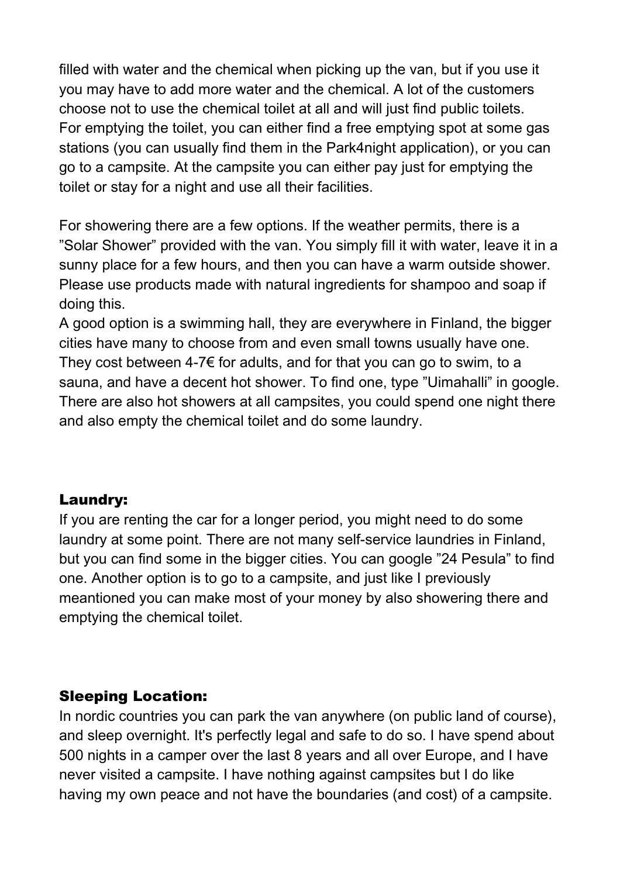filled with water and the chemical when picking up the van, but if you use it you may have to add more water and the chemical. A lot of the customers choose not to use the chemical toilet at all and will just find public toilets. For emptying the toilet, you can either find a free emptying spot at some gas stations (you can usually find them in the Park4night application), or you can go to a campsite. At the campsite you can either pay just for emptying the toilet or stay for a night and use all their facilities.

For showering there are a few options. If the weather permits, there is a ”Solar Shower” provided with the van. You simply fill it with water, leave it in a sunny place for a few hours, and then you can have a warm outside shower. Please use products made with natural ingredients for shampoo and soap if doing this.
A good option is a swimming hall, they are everywhere in Finland, the bigger cities have many to choose from and even small towns usually have one. They cost between 4-7€ for adults, and for that you can go to swim, to a sauna, and have a decent hot shower. To find one, type ”Uimahalli” in google. There are also hot showers at all campsites, you could spend one night there and also empty the chemical toilet and do some laundry.

## Laundry:

If you are renting the car for a longer period, you might need to do some laundry at some point. There are not many self-service laundries in Finland, but you can find some in the bigger cities. You can google ”24 Pesula” to find one. Another option is to go to a campsite, and just like I previously meantioned you can make most of your money by also showering there and emptying the chemical toilet.

## Sleeping Location:

In nordic countries you can park the van anywhere (on public land of course), and sleep overnight. It's perfectly legal and safe to do so. I have spend about 500 nights in a camper over the last 8 years and all over Europe, and I have never visited a campsite. I have nothing against campsites but I do like having my own peace and not have the boundaries (and cost) of a campsite.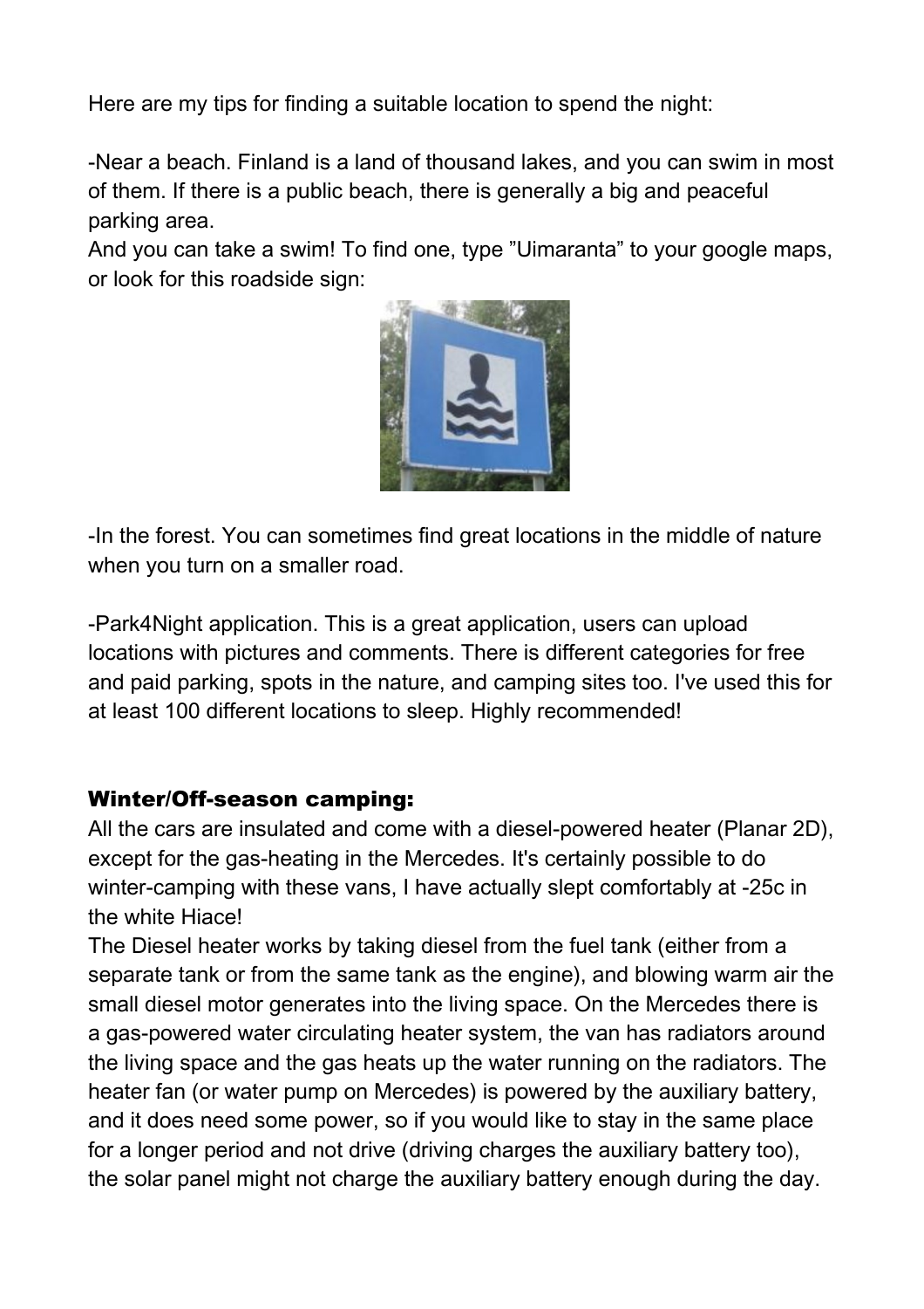Here are my tips for finding a suitable location to spend the night:

-Near a beach. Finland is a land of thousand lakes, and you can swim in most of them. If there is a public beach, there is generally a big and peaceful parking area.
And you can take a swim! To find one, type ”Uimaranta” to your google maps, or look for this roadside sign:

-In the forest. You can sometimes find great locations in the middle of nature when you turn on a smaller road.

-Park4Night application. This is a great application, users can upload locations with pictures and comments. There is different categories for free and paid parking, spots in the nature, and camping sites too. I've used this for at least 100 different locations to sleep. Highly recommended!

## Winter/Off-season camping:

All the cars are insulated and come with a diesel-powered heater (Planar 2D), except for the gas-heating in the Mercedes. It's certainly possible to do winter-camping with these vans, I have actually slept comfortably at -25c in the white Hiace!
The Diesel heater works by taking diesel from the fuel tank (either from a separate tank or from the same tank as the engine), and blowing warm air the small diesel motor generates into the living space. On the Mercedes there is a gas-powered water circulating heater system, the van has radiators around the living space and the gas heats up the water running on the radiators. The heater fan (or water pump on Mercedes) is powered by the auxiliary battery, and it does need some power, so if you would like to stay in the same place for a longer period and not drive (driving charges the auxiliary battery too), the solar panel might not charge the auxiliary battery enough during the day.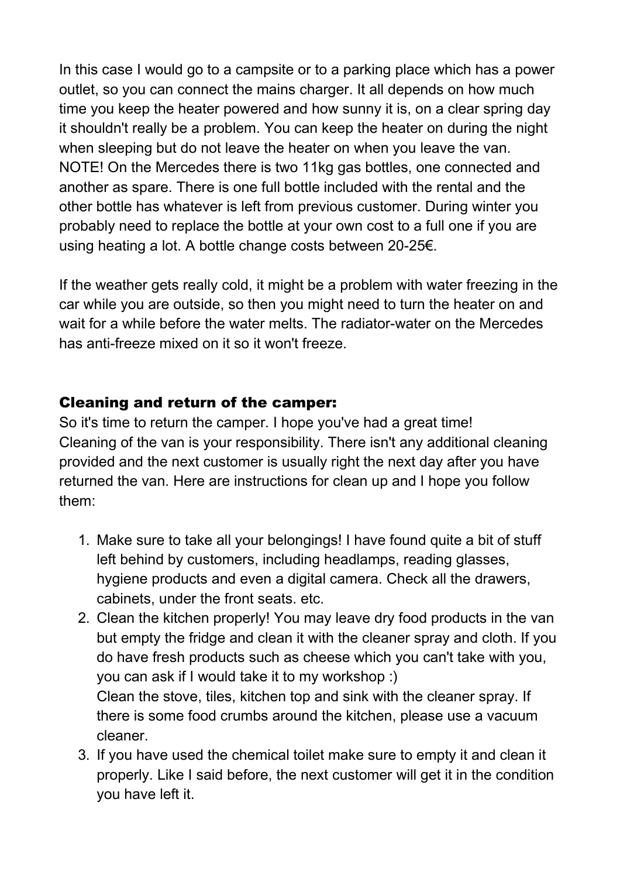In this case I would go to a campsite or to a parking place which has a power outlet, so you can connect the mains charger. It all depends on how much time you keep the heater powered and how sunny it is, on a clear spring day it shouldn't really be a problem. You can keep the heater on during the night when sleeping but do not leave the heater on when you leave the van. NOTE! On the Mercedes there is two 11kg gas bottles, one connected and another as spare. There is one full bottle included with the rental and the other bottle has whatever is left from previous customer. During winter you probably need to replace the bottle at your own cost to a full one if you are using heating a lot. A bottle change costs between 20-25€.

If the weather gets really cold, it might be a problem with water freezing in the car while you are outside, so then you might need to turn the heater on and wait for a while before the water melts. The radiator-water on the Mercedes has anti-freeze mixed on it so it won't freeze.

## Cleaning and return of the camper:

So it's time to return the camper. I hope you've had a great time!
Cleaning of the van is your responsibility. There isn't any additional cleaning provided and the next customer is usually right the next day after you have returned the van. Here are instructions for clean up and I hope you follow them:

1. Make sure to take all your belongings! I have found quite a bit of stuff left behind by customers, including headlamps, reading glasses, hygiene products and even a digital camera. Check all the drawers, cabinets, under the front seats. etc.
2. Clean the kitchen properly! You may leave dry food products in the van but empty the fridge and clean it with the cleaner spray and cloth. If you do have fresh products such as cheese which you can't take with you, you can ask if I would take it to my workshop :)
   Clean the stove, tiles, kitchen top and sink with the cleaner spray. If there is some food crumbs around the kitchen, please use a vacuum cleaner.
3. If you have used the chemical toilet make sure to empty it and clean it properly. Like I said before, the next customer will get it in the condition you have left it.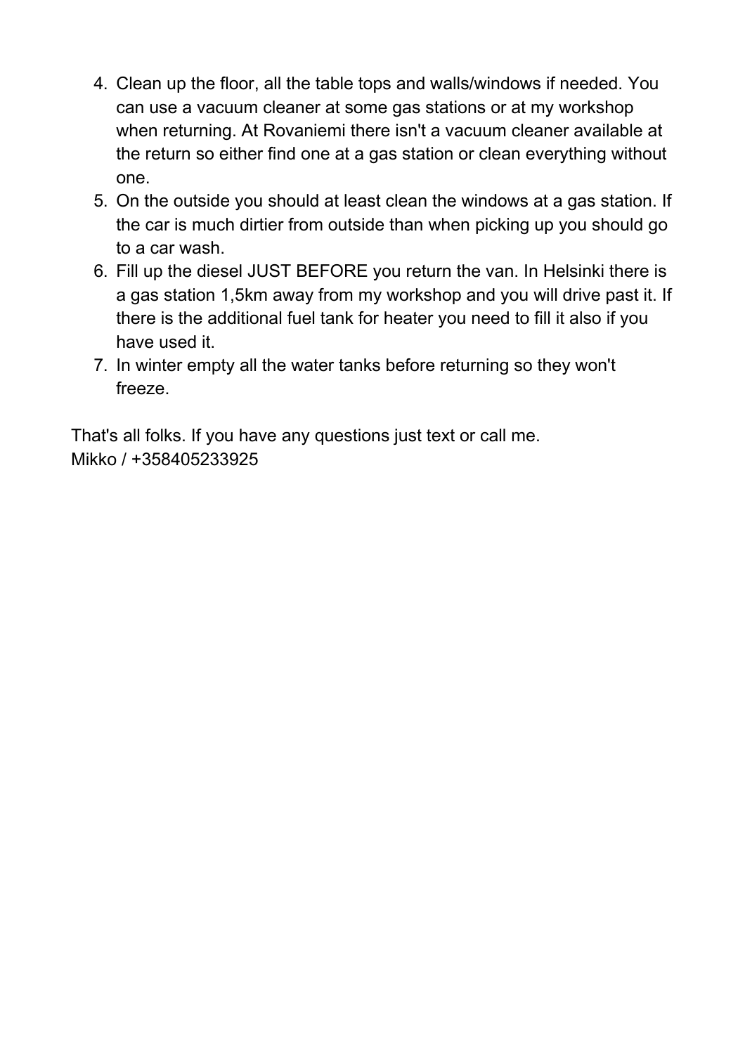4. Clean up the floor, all the table tops and walls/windows if needed. You can use a vacuum cleaner at some gas stations or at my workshop when returning. At Rovaniemi there isn't a vacuum cleaner available at the return so either find one at a gas station or clean everything without one.
5. On the outside you should at least clean the windows at a gas station. If the car is much dirtier from outside than when picking up you should go to a car wash.
6. Fill up the diesel JUST BEFORE you return the van. In Helsinki there is a gas station 1,5km away from my workshop and you will drive past it. If there is the additional fuel tank for heater you need to fill it also if you have used it.
7. In winter empty all the water tanks before returning so they won't freeze.

That's all folks. If you have any questions just text or call me.
Mikko / +358405233925